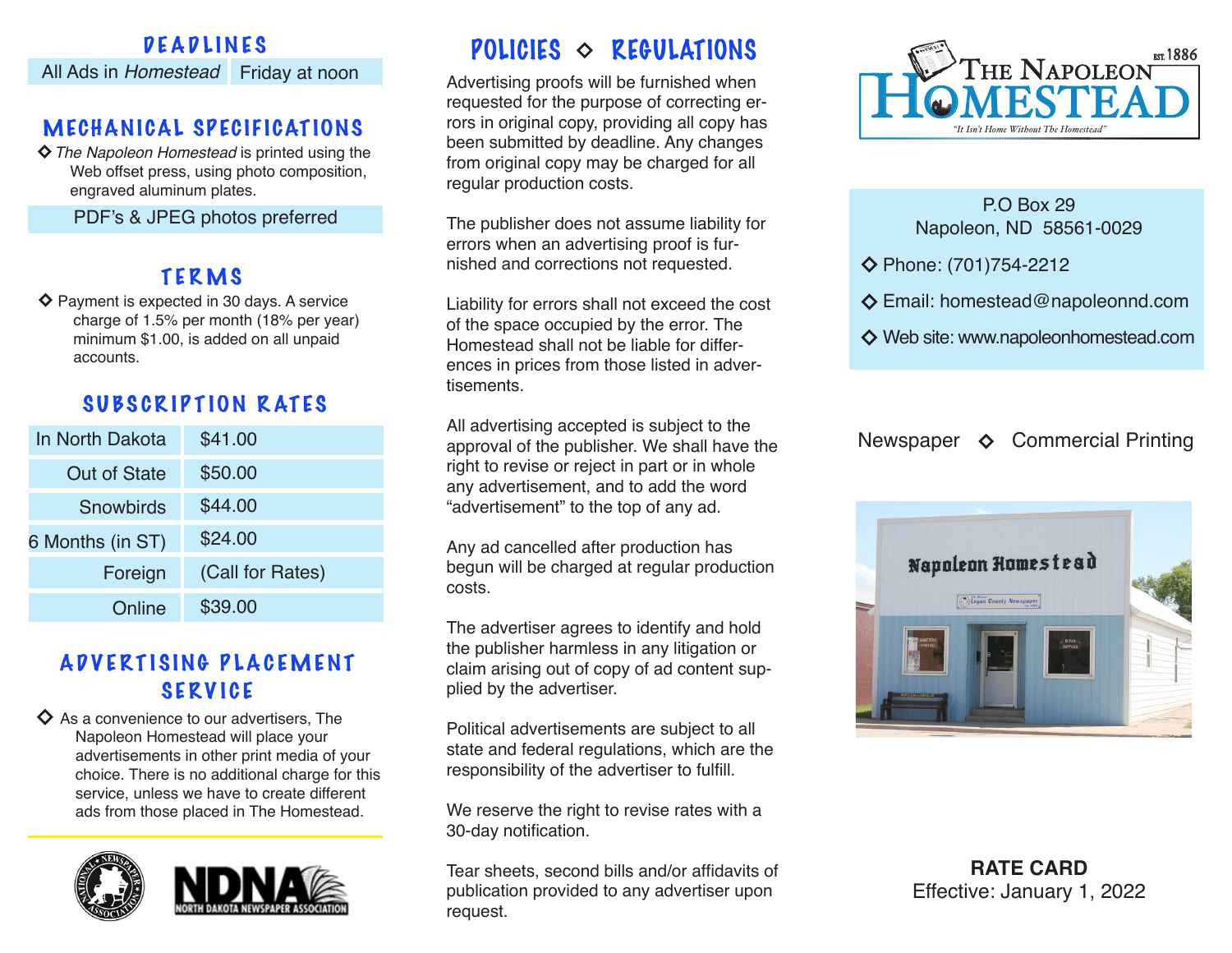## DEADLINES

| All Ads in *Homestead* | Friday at noon |
|---|---|

## MECHANICAL SPECIFICATIONS

◇ *The Napoleon Homestead* is printed using the Web offset press, using photo composition, engraved aluminum plates.

PDF's & JPEG photos preferred

## TERMS

◇ Payment is expected in 30 days. A service charge of 1.5% per month (18% per year) minimum $1.00, is added on all unpaid accounts.

## SUBSCRIPTION RATES

| | |
|---|---|
| In North Dakota | $41.00 |
| Out of State | $50.00 |
| Snowbirds | $44.00 |
| 6 Months (in ST) | $24.00 |
| Foreign | (Call for Rates) |
| Online | $39.00 |

## ADVERTISING PLACEMENT SERVICE

◇ As a convenience to our advertisers, The Napoleon Homestead will place your advertisements in other print media of your choice. There is no additional charge for this service, unless we have to create different ads from those placed in The Homestead.

NDNA NORTH DAKOTA NEWSPAPER ASSOCIATION

## POLICIES ◇ REGULATIONS

Advertising proofs will be furnished when requested for the purpose of correcting errors in original copy, providing all copy has been submitted by deadline. Any changes from original copy may be charged for all regular production costs.

The publisher does not assume liability for errors when an advertising proof is furnished and corrections not requested.

Liability for errors shall not exceed the cost of the space occupied by the error. The Homestead shall not be liable for differences in prices from those listed in advertisements.

All advertising accepted is subject to the approval of the publisher. We shall have the right to revise or reject in part or in whole any advertisement, and to add the word "advertisement" to the top of any ad.

Any ad cancelled after production has begun will be charged at regular production costs.

The advertiser agrees to identify and hold the publisher harmless in any litigation or claim arising out of copy of ad content supplied by the advertiser.

Political advertisements are subject to all state and federal regulations, which are the responsibility of the advertiser to fulfill.

We reserve the right to revise rates with a 30-day notification.

Tear sheets, second bills and/or affidavits of publication provided to any advertiser upon request.

# The Napoleon Homestead

EST. 1886

*"It Isn't Home Without The Homestead"*

P.O Box 29
Napoleon, ND 58561-0029

◇ Phone: (701)754-2212

◇ Email: homestead@napoleonnd.com

◇ Web site: www.napoleonhomestead.com

Newspaper ◇ Commercial Printing

**RATE CARD**
Effective: January 1, 2022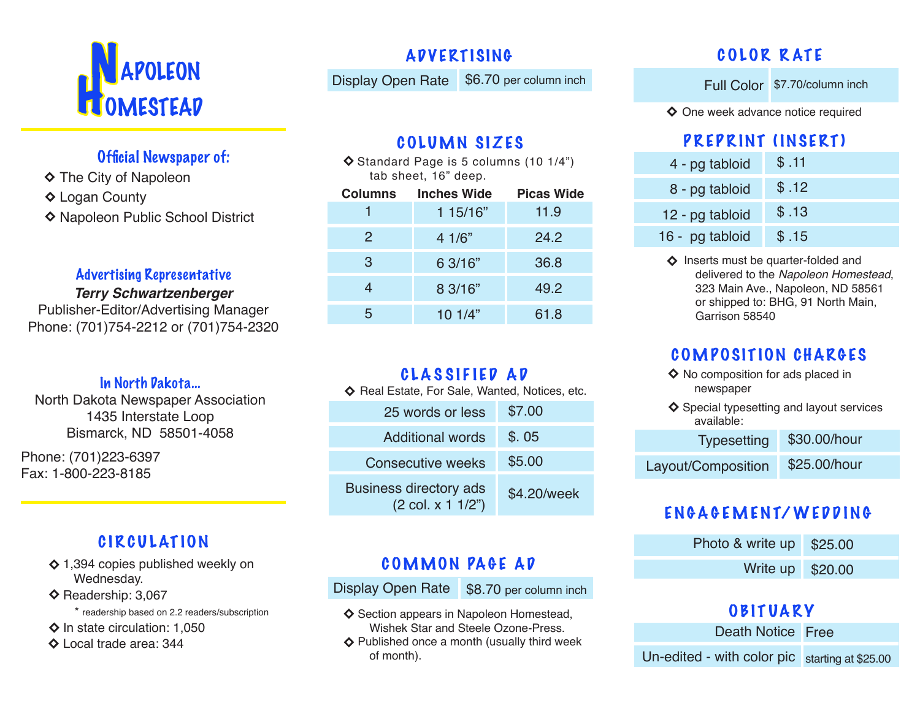# Napoleon Homestead

## Official Newspaper of:

- The City of Napoleon
- Logan County
- Napoleon Public School District

## Advertising Representative

***Terry Schwartzenberger***
Publisher-Editor/Advertising Manager
Phone: (701)754-2212 or (701)754-2320

## In North Dakota...

North Dakota Newspaper Association
1435 Interstate Loop
Bismarck, ND 58501-4058

Phone: (701)223-6397
Fax: 1-800-223-8185

## CIRCULATION

- 1,394 copies published weekly on Wednesday.
- Readership: 3,067
  - * readership based on 2.2 readers/subscription
- In state circulation: 1,050
- Local trade area: 344

## ADVERTISING

| | |
|---|---|
| Display Open Rate | $6.70 per column inch |

## COLUMN SIZES

- Standard Page is 5 columns (10 1/4") tab sheet, 16" deep.

| Columns | Inches Wide | Picas Wide |
|---|---|---|
| 1 | 1 15/16" | 11.9 |
| 2 | 4 1/6" | 24.2 |
| 3 | 6 3/16" | 36.8 |
| 4 | 8 3/16" | 49.2 |
| 5 | 10 1/4" | 61.8 |

## CLASSIFIED AD

- Real Estate, For Sale, Wanted, Notices, etc.

| | |
|---|---|
| 25 words or less | $7.00 |
| Additional words | $. 05 |
| Consecutive weeks | $5.00 |
| Business directory ads (2 col. x 1 1/2") | $4.20/week |

## COMMON PAGE AD

| | |
|---|---|
| Display Open Rate | $8.70 per column inch |

- Section appears in Napoleon Homestead, Wishek Star and Steele Ozone-Press.
- Published once a month (usually third week of month).

## COLOR RATE

| | |
|---|---|
| Full Color | $7.70/column inch |

- One week advance notice required

## PREPRINT (INSERT)

| | |
|---|---|
| 4 - pg tabloid | $ .11 |
| 8 - pg tabloid | $ .12 |
| 12 - pg tabloid | $ .13 |
| 16 - pg tabloid | $ .15 |

- Inserts must be quarter-folded and delivered to the *Napoleon Homestead*, 323 Main Ave., Napoleon, ND 58561 or shipped to: BHG, 91 North Main, Garrison 58540

## COMPOSITION CHARGES

- No composition for ads placed in newspaper
- Special typesetting and layout services available:

| | |
|---|---|
| Typesetting | $30.00/hour |
| Layout/Composition | $25.00/hour |

## ENGAGEMENT/WEDDING

| | |
|---|---|
| Photo & write up | $25.00 |
| Write up | $20.00 |

## OBITUARY

| | |
|---|---|
| Death Notice | Free |
| Un-edited - with color pic | starting at $25.00 |